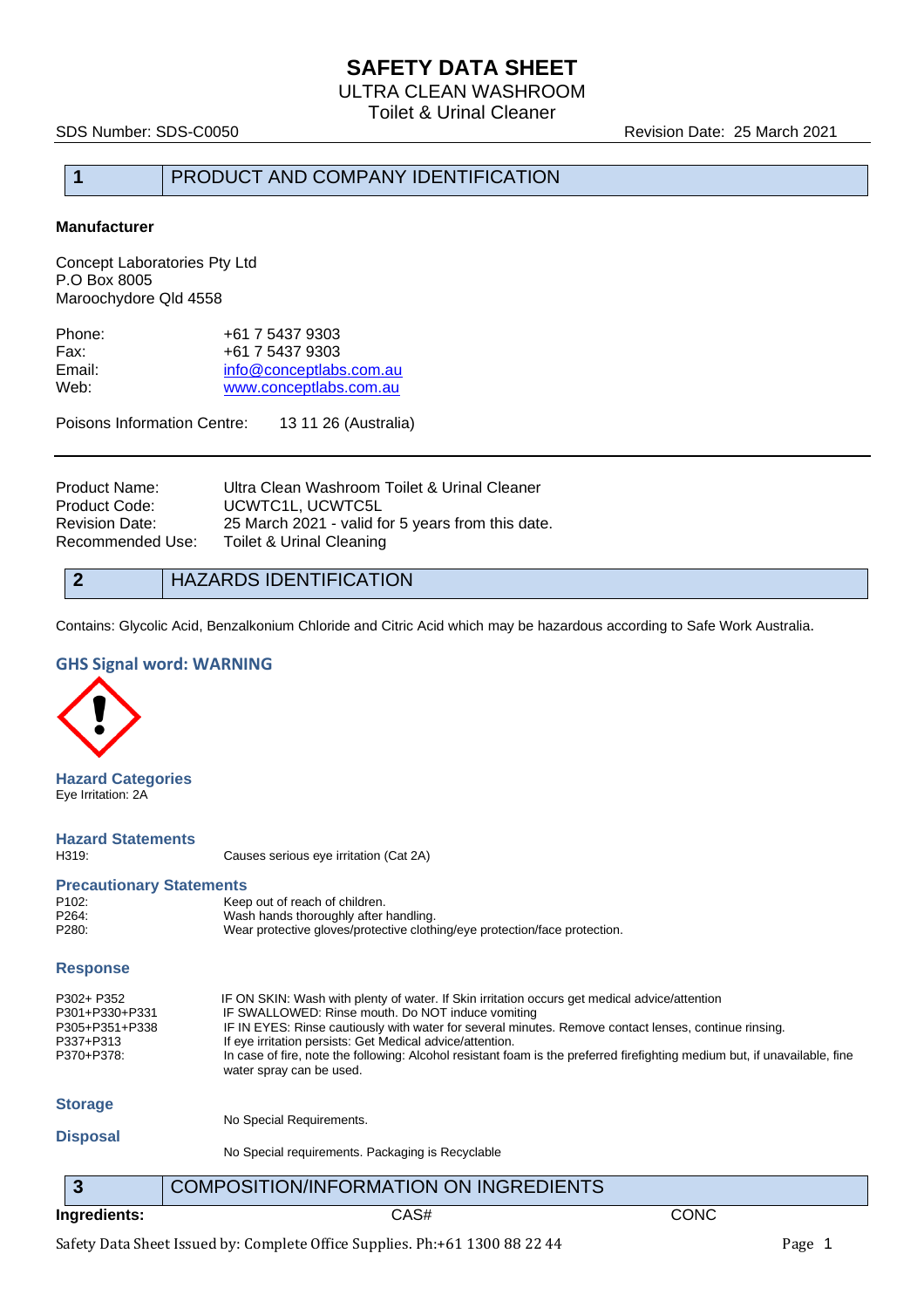# SAFETY DATA SHEET

ULTRA CLEAN WASHROOM

Toilet & Urinal Cleaner

SDS Number: SDS-C0050 Revision Date: 25 March 2021

## 1 PRODUCT AND COMPANY IDENTIFICATION

**Manufacturer**

Concept Laboratories Pty Ltd
P.O Box 8005
Maroochydore Qld 4558

| | |
|---|---|
| Phone: | +61 7 5437 9303 |
| Fax: | +61 7 5437 9303 |
| Email: | info@conceptlabs.com.au |
| Web: | www.conceptlabs.com.au |

Poisons Information Centre: 13 11 26 (Australia)

| | |
|---|---|
| Product Name: | Ultra Clean Washroom Toilet & Urinal Cleaner |
| Product Code: | UCWTC1L, UCWTC5L |
| Revision Date: | 25 March 2021 - valid for 5 years from this date. |
| Recommended Use: | Toilet & Urinal Cleaning |

## 2 HAZARDS IDENTIFICATION

Contains: Glycolic Acid, Benzalkonium Chloride and Citric Acid which may be hazardous according to Safe Work Australia.

### GHS Signal word: WARNING

### Hazard Categories

Eye Irritation: 2A

### Hazard Statements

| | |
|---|---|
| H319: | Causes serious eye irritation (Cat 2A) |

### Precautionary Statements

| | |
|---|---|
| P102: | Keep out of reach of children. |
| P264: | Wash hands thoroughly after handling. |
| P280: | Wear protective gloves/protective clothing/eye protection/face protection. |

### Response

| | |
|---|---|
| P302+ P352 | IF ON SKIN: Wash with plenty of water. If Skin irritation occurs get medical advice/attention |
| P301+P330+P331 | IF SWALLOWED: Rinse mouth. Do NOT induce vomiting |
| P305+P351+P338 | IF IN EYES: Rinse cautiously with water for several minutes. Remove contact lenses, continue rinsing. |
| P337+P313 | If eye irritation persists: Get Medical advice/attention. |
| P370+P378: | In case of fire, note the following: Alcohol resistant foam is the preferred firefighting medium but, if unavailable, fine water spray can be used. |

### Storage

No Special Requirements.

### Disposal

No Special requirements. Packaging is Recyclable

## 3 COMPOSITION/INFORMATION ON INGREDIENTS

| **Ingredients:** | CAS# | CONC |
|---|---|---|

Safety Data Sheet Issued by: Complete Office Supplies. Ph:+61 1300 88 22 44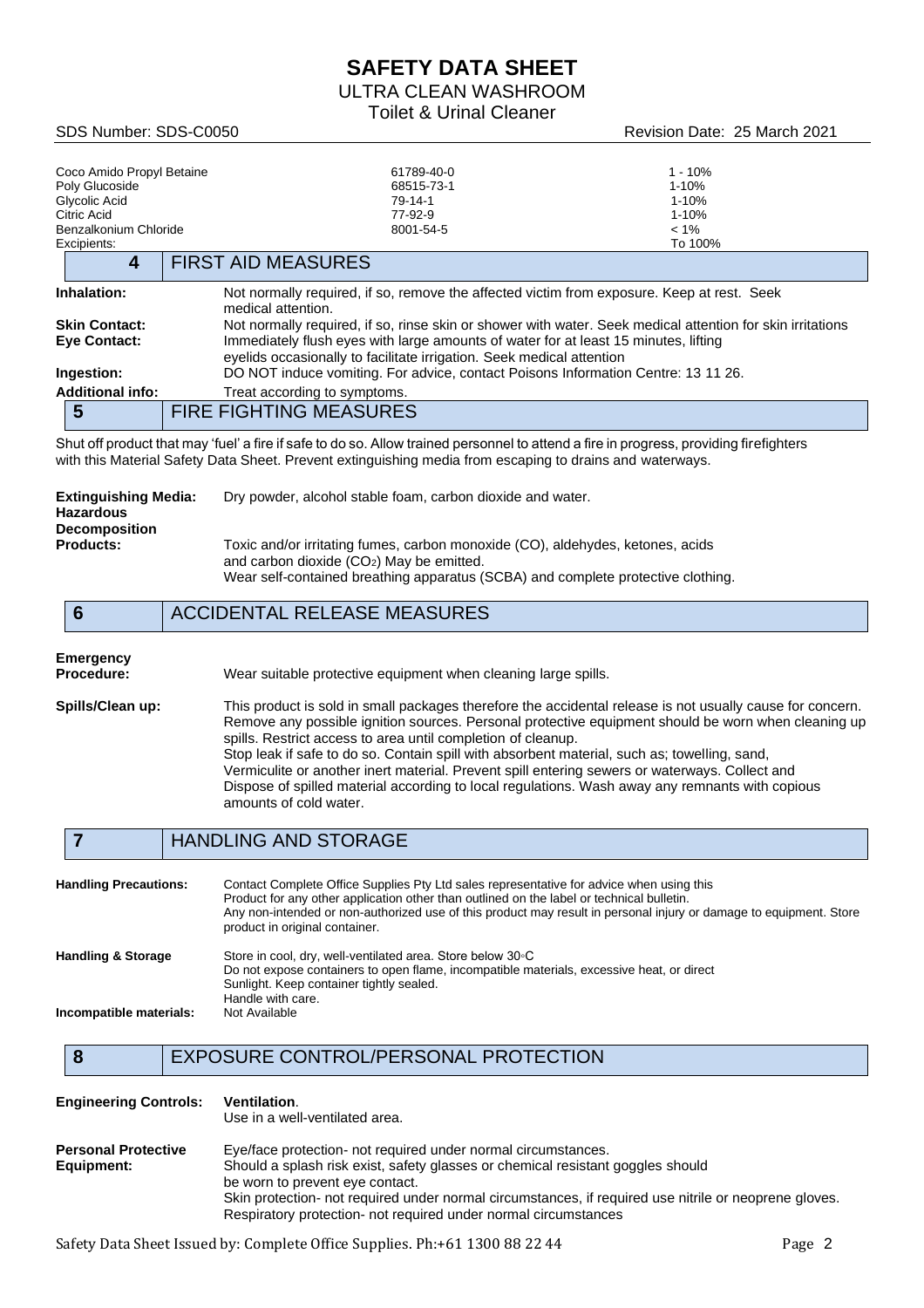| | | |
|---|---|---|
| Coco Amido Propyl Betaine | 61789-40-0 | 1 - 10% |
| Poly Glucoside | 68515-73-1 | 1-10% |
| Glycolic Acid | 79-14-1 | 1-10% |
| Citric Acid | 77-92-9 | 1-10% |
| Benzalkonium Chloride | 8001-54-5 | < 1% |
| Excipients: | | To 100% |

## 4 FIRST AID MEASURES

**Inhalation:** Not normally required, if so, remove the affected victim from exposure. Keep at rest. Seek medical attention.

**Skin Contact:** Not normally required, if so, rinse skin or shower with water. Seek medical attention for skin irritations

**Eye Contact:** Immediately flush eyes with large amounts of water for at least 15 minutes, lifting eyelids occasionally to facilitate irrigation. Seek medical attention

**Ingestion:** DO NOT induce vomiting. For advice, contact Poisons Information Centre: 13 11 26.

**Additional info:** Treat according to symptoms.

## 5 FIRE FIGHTING MEASURES

Shut off product that may 'fuel' a fire if safe to do so. Allow trained personnel to attend a fire in progress, providing firefighters with this Material Safety Data Sheet. Prevent extinguishing media from escaping to drains and waterways.

**Extinguishing Media:** Dry powder, alcohol stable foam, carbon dioxide and water.

**Hazardous Decomposition Products:** Toxic and/or irritating fumes, carbon monoxide (CO), aldehydes, ketones, acids and carbon dioxide ($CO_2$) May be emitted.
Wear self-contained breathing apparatus (SCBA) and complete protective clothing.

## 6 ACCIDENTAL RELEASE MEASURES

**Emergency Procedure:** Wear suitable protective equipment when cleaning large spills.

**Spills/Clean up:** This product is sold in small packages therefore the accidental release is not usually cause for concern. Remove any possible ignition sources. Personal protective equipment should be worn when cleaning up spills. Restrict access to area until completion of cleanup.
Stop leak if safe to do so. Contain spill with absorbent material, such as; towelling, sand, Vermiculite or another inert material. Prevent spill entering sewers or waterways. Collect and Dispose of spilled material according to local regulations. Wash away any remnants with copious amounts of cold water.

## 7 HANDLING AND STORAGE

**Handling Precautions:** Contact Complete Office Supplies Pty Ltd sales representative for advice when using this Product for any other application other than outlined on the label or technical bulletin.
Any non-intended or non-authorized use of this product may result in personal injury or damage to equipment. Store product in original container.

**Handling & Storage** Store in cool, dry, well-ventilated area. Store below 30◦C
Do not expose containers to open flame, incompatible materials, excessive heat, or direct Sunlight. Keep container tightly sealed.
Handle with care.

**Incompatible materials:** Not Available

## 8 EXPOSURE CONTROL/PERSONAL PROTECTION

**Engineering Controls:** **Ventilation**.
Use in a well-ventilated area.

**Personal Protective Equipment:** Eye/face protection- not required under normal circumstances.
Should a splash risk exist, safety glasses or chemical resistant goggles should be worn to prevent eye contact.
Skin protection- not required under normal circumstances, if required use nitrile or neoprene gloves.
Respiratory protection- not required under normal circumstances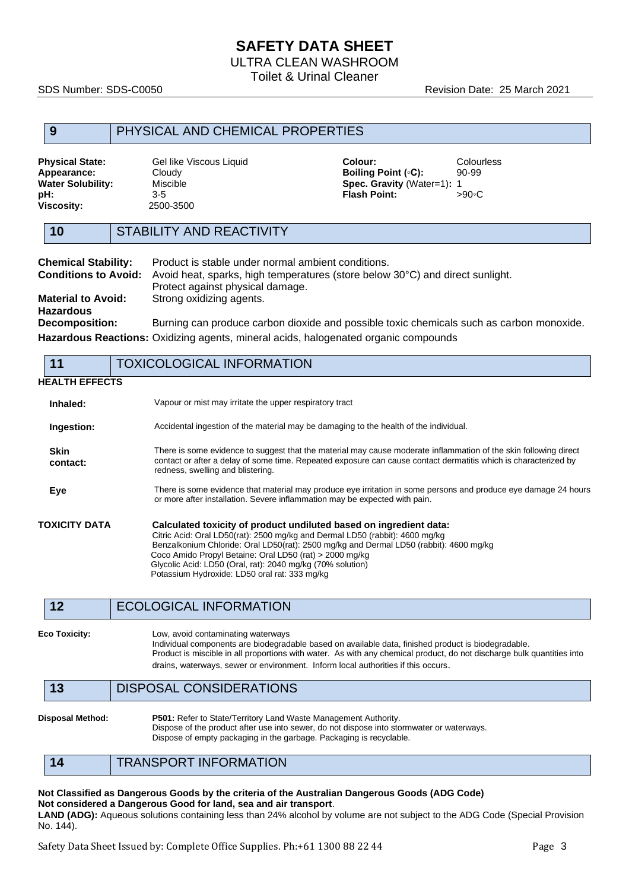# SAFETY DATA SHEET

ULTRA CLEAN WASHROOM

Toilet & Urinal Cleaner

SDS Number: SDS-C0050 Revision Date: 25 March 2021

## 9 PHYSICAL AND CHEMICAL PROPERTIES

| | | | |
|---|---|---|---|
| **Physical State:** | Gel like Viscous Liquid | **Colour:** | Colourless |
| **Appearance:** | Cloudy | **Boiling Point (◦C):** | 90-99 |
| **Water Solubility:** | Miscible | **Spec. Gravity** (Water=1)**:** | 1 |
| **pH:** | 3-5 | **Flash Point:** | >90◦C |
| **Viscosity:** | 2500-3500 | | |

## 10 STABILITY AND REACTIVITY

**Chemical Stability:** Product is stable under normal ambient conditions.

**Conditions to Avoid:** Avoid heat, sparks, high temperatures (store below 30°C) and direct sunlight. Protect against physical damage.

**Material to Avoid:** Strong oxidizing agents.

**Hazardous Decomposition:** Burning can produce carbon dioxide and possible toxic chemicals such as carbon monoxide.

**Hazardous Reactions:** Oxidizing agents, mineral acids, halogenated organic compounds

## 11 TOXICOLOGICAL INFORMATION

**HEALTH EFFECTS**

**Inhaled:** Vapour or mist may irritate the upper respiratory tract

**Ingestion:** Accidental ingestion of the material may be damaging to the health of the individual.

**Skin contact:** There is some evidence to suggest that the material may cause moderate inflammation of the skin following direct contact or after a delay of some time. Repeated exposure can cause contact dermatitis which is characterized by redness, swelling and blistering.

**Eye** There is some evidence that material may produce eye irritation in some persons and produce eye damage 24 hours or more after installation. Severe inflammation may be expected with pain.

**TOXICITY DATA**

**Calculated toxicity of product undiluted based on ingredient data:**

Citric Acid: Oral LD50(rat): 2500 mg/kg and Dermal LD50 (rabbit): 4600 mg/kg
Benzalkonium Chloride: Oral LD50(rat): 2500 mg/kg and Dermal LD50 (rabbit): 4600 mg/kg
Coco Amido Propyl Betaine: Oral LD50 (rat) > 2000 mg/kg
Glycolic Acid: LD50 (Oral, rat): 2040 mg/kg (70% solution)
Potassium Hydroxide: LD50 oral rat: 333 mg/kg

## 12 ECOLOGICAL INFORMATION

**Eco Toxicity:** Low, avoid contaminating waterways
Individual components are biodegradable based on available data, finished product is biodegradable.
Product is miscible in all proportions with water. As with any chemical product, do not discharge bulk quantities into drains, waterways, sewer or environment. Inform local authorities if this occurs.

## 13 DISPOSAL CONSIDERATIONS

**Disposal Method:** **P501:** Refer to State/Territory Land Waste Management Authority.
Dispose of the product after use into sewer, do not dispose into stormwater or waterways.
Dispose of empty packaging in the garbage. Packaging is recyclable.

## 14 TRANSPORT INFORMATION

**Not Classified as Dangerous Goods by the criteria of the Australian Dangerous Goods (ADG Code)**
**Not considered a Dangerous Good for land, sea and air transport**.
**LAND (ADG):** Aqueous solutions containing less than 24% alcohol by volume are not subject to the ADG Code (Special Provision No. 144).

Safety Data Sheet Issued by: Complete Office Supplies. Ph:+61 1300 88 22 44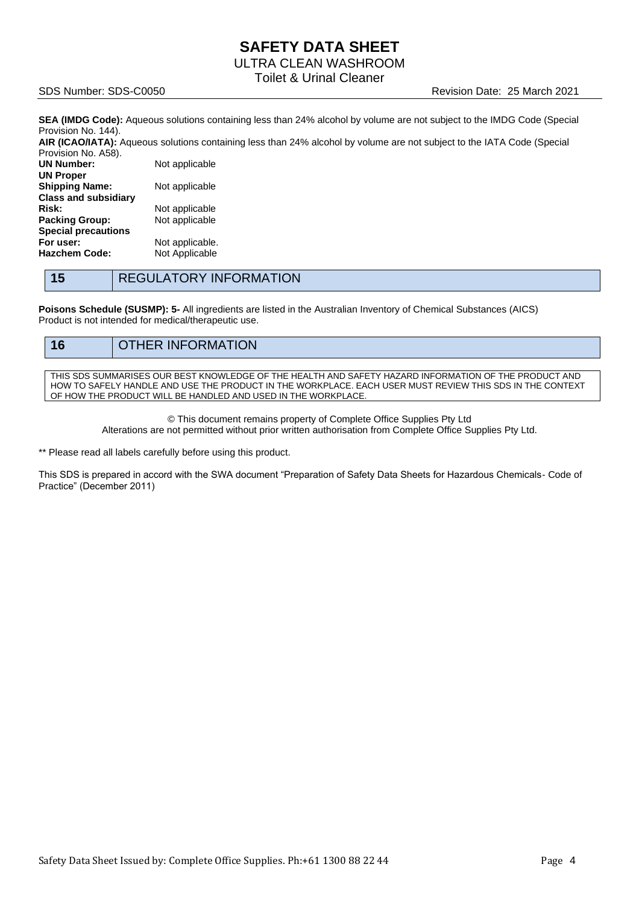**SEA (IMDG Code):** Aqueous solutions containing less than 24% alcohol by volume are not subject to the IMDG Code (Special Provision No. 144).

**AIR (ICAO/IATA):** Aqueous solutions containing less than 24% alcohol by volume are not subject to the IATA Code (Special Provision No. A58).

| | |
|---|---|
| **UN Number:** | Not applicable |
| **UN Proper Shipping Name:** | Not applicable |
| **Class and subsidiary Risk:** | Not applicable |
| **Packing Group:** | Not applicable |
| **Special precautions For user:** | Not applicable. |
| **Hazchem Code:** | Not Applicable |

## 15 REGULATORY INFORMATION

**Poisons Schedule (SUSMP): 5-** All ingredients are listed in the Australian Inventory of Chemical Substances (AICS)
Product is not intended for medical/therapeutic use.

## 16 OTHER INFORMATION

THIS SDS SUMMARISES OUR BEST KNOWLEDGE OF THE HEALTH AND SAFETY HAZARD INFORMATION OF THE PRODUCT AND HOW TO SAFELY HANDLE AND USE THE PRODUCT IN THE WORKPLACE. EACH USER MUST REVIEW THIS SDS IN THE CONTEXT OF HOW THE PRODUCT WILL BE HANDLED AND USED IN THE WORKPLACE.

© This document remains property of Complete Office Supplies Pty Ltd
Alterations are not permitted without prior written authorisation from Complete Office Supplies Pty Ltd.

** Please read all labels carefully before using this product.

This SDS is prepared in accord with the SWA document "Preparation of Safety Data Sheets for Hazardous Chemicals- Code of Practice" (December 2011)